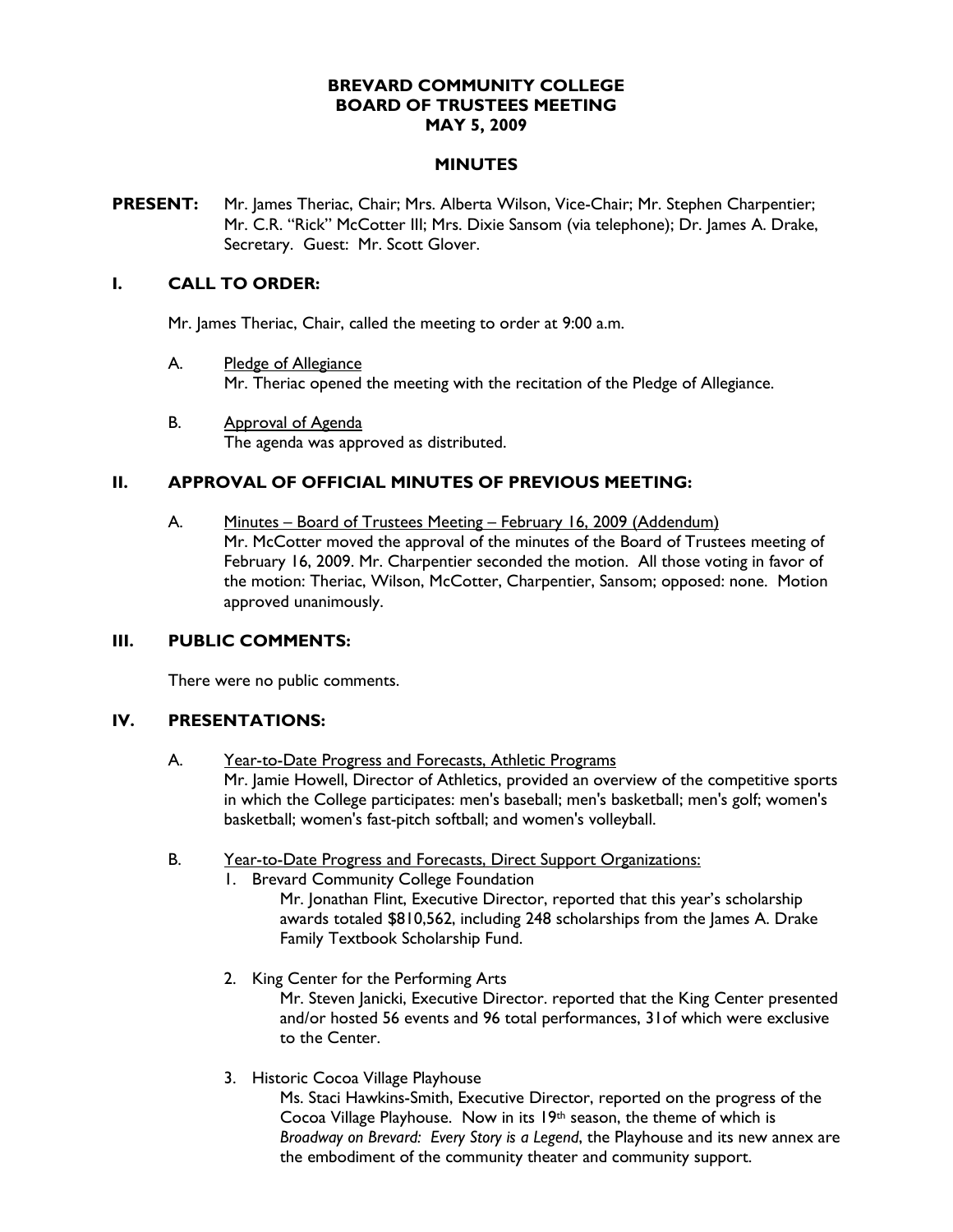# BREVARD COMMUNITY COLLEGE
# BOARD OF TRUSTEES MEETING
# MAY 5, 2009

## MINUTES

**PRESENT:** Mr. James Theriac, Chair; Mrs. Alberta Wilson, Vice-Chair; Mr. Stephen Charpentier; Mr. C.R. "Rick" McCotter III; Mrs. Dixie Sansom (via telephone); Dr. James A. Drake, Secretary. Guest: Mr. Scott Glover.

## I. CALL TO ORDER:

Mr. James Theriac, Chair, called the meeting to order at 9:00 a.m.

A. Pledge of Allegiance
Mr. Theriac opened the meeting with the recitation of the Pledge of Allegiance.

B. Approval of Agenda
The agenda was approved as distributed.

## II. APPROVAL OF OFFICIAL MINUTES OF PREVIOUS MEETING:

A. Minutes – Board of Trustees Meeting – February 16, 2009 (Addendum)
Mr. McCotter moved the approval of the minutes of the Board of Trustees meeting of February 16, 2009. Mr. Charpentier seconded the motion. All those voting in favor of the motion: Theriac, Wilson, McCotter, Charpentier, Sansom; opposed: none. Motion approved unanimously.

## III. PUBLIC COMMENTS:

There were no public comments.

## IV. PRESENTATIONS:

A. Year-to-Date Progress and Forecasts, Athletic Programs
Mr. Jamie Howell, Director of Athletics, provided an overview of the competitive sports in which the College participates: men's baseball; men's basketball; men's golf; women's basketball; women's fast-pitch softball; and women's volleyball.

B. Year-to-Date Progress and Forecasts, Direct Support Organizations:

1. Brevard Community College Foundation
Mr. Jonathan Flint, Executive Director, reported that this year's scholarship awards totaled $810,562, including 248 scholarships from the James A. Drake Family Textbook Scholarship Fund.

2. King Center for the Performing Arts
Mr. Steven Janicki, Executive Director. reported that the King Center presented and/or hosted 56 events and 96 total performances, 31of which were exclusive to the Center.

3. Historic Cocoa Village Playhouse
Ms. Staci Hawkins-Smith, Executive Director, reported on the progress of the Cocoa Village Playhouse. Now in its 19th season, the theme of which is *Broadway on Brevard: Every Story is a Legend*, the Playhouse and its new annex are the embodiment of the community theater and community support.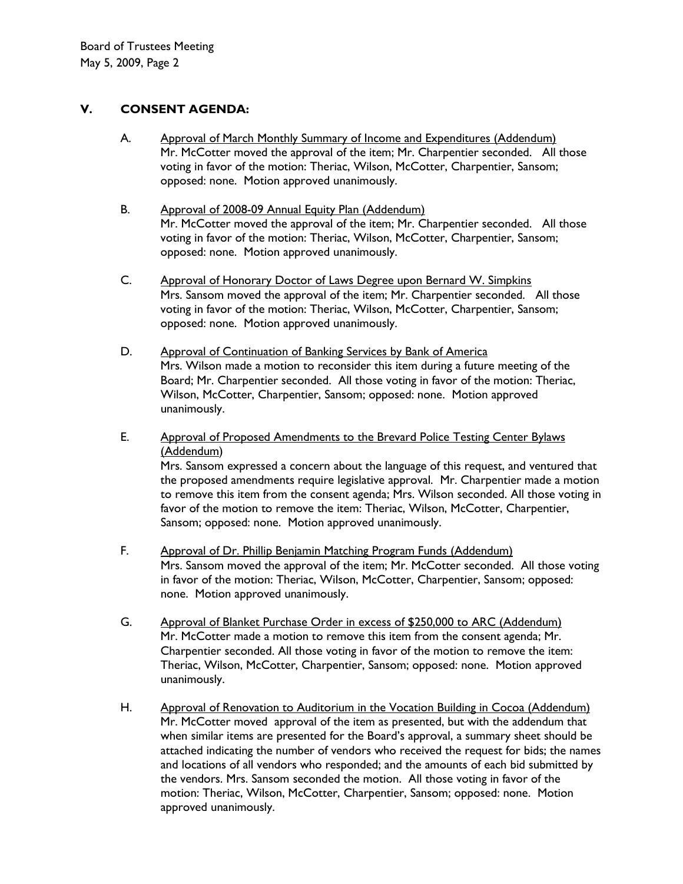## V. CONSENT AGENDA:

A. Approval of March Monthly Summary of Income and Expenditures (Addendum)
Mr. McCotter moved the approval of the item; Mr. Charpentier seconded. All those voting in favor of the motion: Theriac, Wilson, McCotter, Charpentier, Sansom; opposed: none. Motion approved unanimously.

B. Approval of 2008-09 Annual Equity Plan (Addendum)
Mr. McCotter moved the approval of the item; Mr. Charpentier seconded. All those voting in favor of the motion: Theriac, Wilson, McCotter, Charpentier, Sansom; opposed: none. Motion approved unanimously.

C. Approval of Honorary Doctor of Laws Degree upon Bernard W. Simpkins
Mrs. Sansom moved the approval of the item; Mr. Charpentier seconded. All those voting in favor of the motion: Theriac, Wilson, McCotter, Charpentier, Sansom; opposed: none. Motion approved unanimously.

D. Approval of Continuation of Banking Services by Bank of America
Mrs. Wilson made a motion to reconsider this item during a future meeting of the Board; Mr. Charpentier seconded. All those voting in favor of the motion: Theriac, Wilson, McCotter, Charpentier, Sansom; opposed: none. Motion approved unanimously.

E. Approval of Proposed Amendments to the Brevard Police Testing Center Bylaws (Addendum)
Mrs. Sansom expressed a concern about the language of this request, and ventured that the proposed amendments require legislative approval. Mr. Charpentier made a motion to remove this item from the consent agenda; Mrs. Wilson seconded. All those voting in favor of the motion to remove the item: Theriac, Wilson, McCotter, Charpentier, Sansom; opposed: none. Motion approved unanimously.

F. Approval of Dr. Phillip Benjamin Matching Program Funds (Addendum)
Mrs. Sansom moved the approval of the item; Mr. McCotter seconded. All those voting in favor of the motion: Theriac, Wilson, McCotter, Charpentier, Sansom; opposed: none. Motion approved unanimously.

G. Approval of Blanket Purchase Order in excess of $250,000 to ARC (Addendum)
Mr. McCotter made a motion to remove this item from the consent agenda; Mr. Charpentier seconded. All those voting in favor of the motion to remove the item: Theriac, Wilson, McCotter, Charpentier, Sansom; opposed: none. Motion approved unanimously.

H. Approval of Renovation to Auditorium in the Vocation Building in Cocoa (Addendum)
Mr. McCotter moved approval of the item as presented, but with the addendum that when similar items are presented for the Board's approval, a summary sheet should be attached indicating the number of vendors who received the request for bids; the names and locations of all vendors who responded; and the amounts of each bid submitted by the vendors. Mrs. Sansom seconded the motion. All those voting in favor of the motion: Theriac, Wilson, McCotter, Charpentier, Sansom; opposed: none. Motion approved unanimously.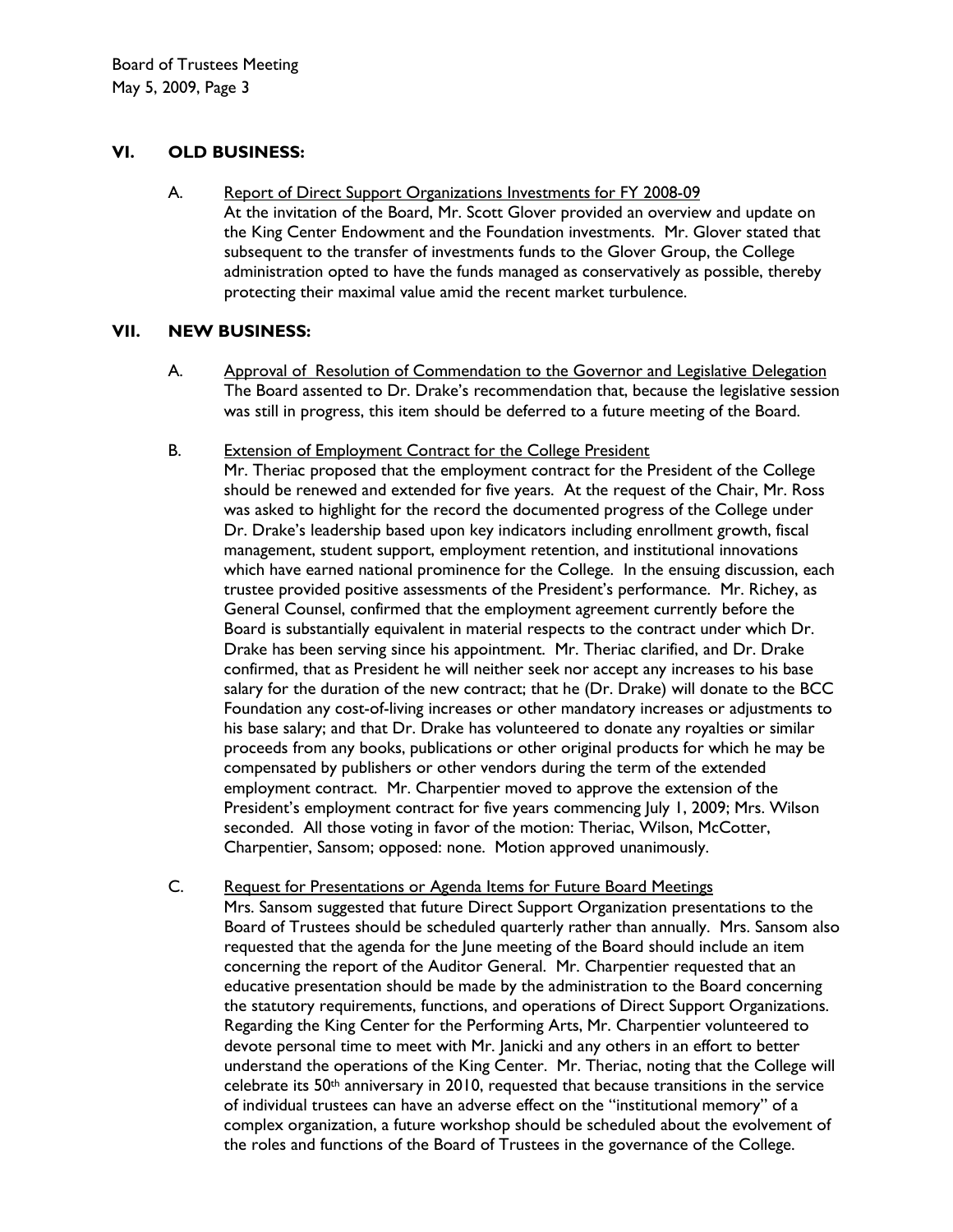## VI. OLD BUSINESS:

A. Report of Direct Support Organizations Investments for FY 2008-09

At the invitation of the Board, Mr. Scott Glover provided an overview and update on the King Center Endowment and the Foundation investments. Mr. Glover stated that subsequent to the transfer of investments funds to the Glover Group, the College administration opted to have the funds managed as conservatively as possible, thereby protecting their maximal value amid the recent market turbulence.

## VII. NEW BUSINESS:

A. Approval of Resolution of Commendation to the Governor and Legislative Delegation

The Board assented to Dr. Drake's recommendation that, because the legislative session was still in progress, this item should be deferred to a future meeting of the Board.

B. Extension of Employment Contract for the College President

Mr. Theriac proposed that the employment contract for the President of the College should be renewed and extended for five years. At the request of the Chair, Mr. Ross was asked to highlight for the record the documented progress of the College under Dr. Drake's leadership based upon key indicators including enrollment growth, fiscal management, student support, employment retention, and institutional innovations which have earned national prominence for the College. In the ensuing discussion, each trustee provided positive assessments of the President's performance. Mr. Richey, as General Counsel, confirmed that the employment agreement currently before the Board is substantially equivalent in material respects to the contract under which Dr. Drake has been serving since his appointment. Mr. Theriac clarified, and Dr. Drake confirmed, that as President he will neither seek nor accept any increases to his base salary for the duration of the new contract; that he (Dr. Drake) will donate to the BCC Foundation any cost-of-living increases or other mandatory increases or adjustments to his base salary; and that Dr. Drake has volunteered to donate any royalties or similar proceeds from any books, publications or other original products for which he may be compensated by publishers or other vendors during the term of the extended employment contract. Mr. Charpentier moved to approve the extension of the President's employment contract for five years commencing July 1, 2009; Mrs. Wilson seconded. All those voting in favor of the motion: Theriac, Wilson, McCotter, Charpentier, Sansom; opposed: none. Motion approved unanimously.

C. Request for Presentations or Agenda Items for Future Board Meetings

Mrs. Sansom suggested that future Direct Support Organization presentations to the Board of Trustees should be scheduled quarterly rather than annually. Mrs. Sansom also requested that the agenda for the June meeting of the Board should include an item concerning the report of the Auditor General. Mr. Charpentier requested that an educative presentation should be made by the administration to the Board concerning the statutory requirements, functions, and operations of Direct Support Organizations. Regarding the King Center for the Performing Arts, Mr. Charpentier volunteered to devote personal time to meet with Mr. Janicki and any others in an effort to better understand the operations of the King Center. Mr. Theriac, noting that the College will celebrate its 50th anniversary in 2010, requested that because transitions in the service of individual trustees can have an adverse effect on the "institutional memory" of a complex organization, a future workshop should be scheduled about the evolvement of the roles and functions of the Board of Trustees in the governance of the College.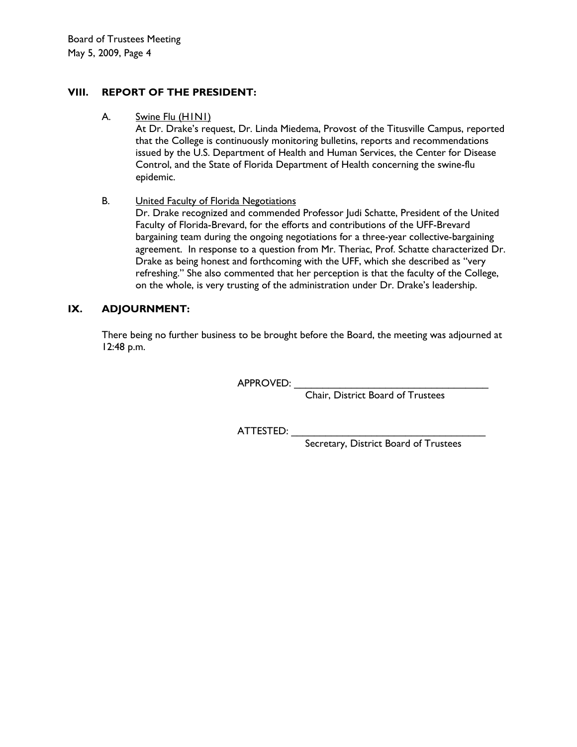## VIII. REPORT OF THE PRESIDENT:

A. Swine Flu (H1N1)

At Dr. Drake's request, Dr. Linda Miedema, Provost of the Titusville Campus, reported that the College is continuously monitoring bulletins, reports and recommendations issued by the U.S. Department of Health and Human Services, the Center for Disease Control, and the State of Florida Department of Health concerning the swine-flu epidemic.

B. United Faculty of Florida Negotiations

Dr. Drake recognized and commended Professor Judi Schatte, President of the United Faculty of Florida-Brevard, for the efforts and contributions of the UFF-Brevard bargaining team during the ongoing negotiations for a three-year collective-bargaining agreement. In response to a question from Mr. Theriac, Prof. Schatte characterized Dr. Drake as being honest and forthcoming with the UFF, which she described as "very refreshing." She also commented that her perception is that the faculty of the College, on the whole, is very trusting of the administration under Dr. Drake's leadership.

## IX. ADJOURNMENT:

There being no further business to be brought before the Board, the meeting was adjourned at 12:48 p.m.

APPROVED: ___________________________________
Chair, District Board of Trustees

ATTESTED: ___________________________________
Secretary, District Board of Trustees